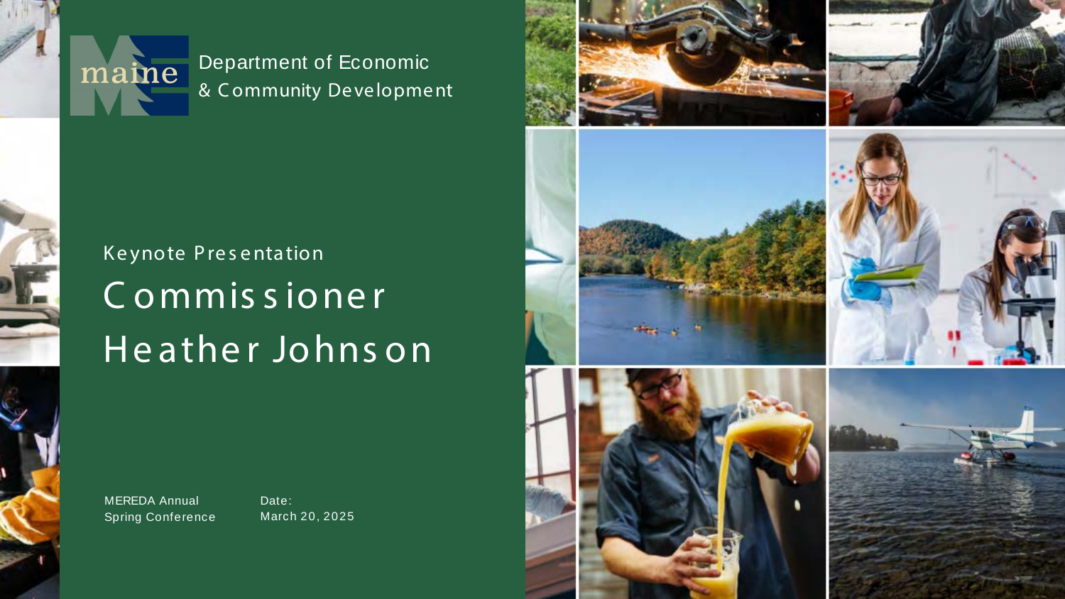maine

Department of Economic & Community Development

Keynote Presentation

# Commissioner Heather Johnson

MEREDA Annual Spring Conference

Date: March 20, 2025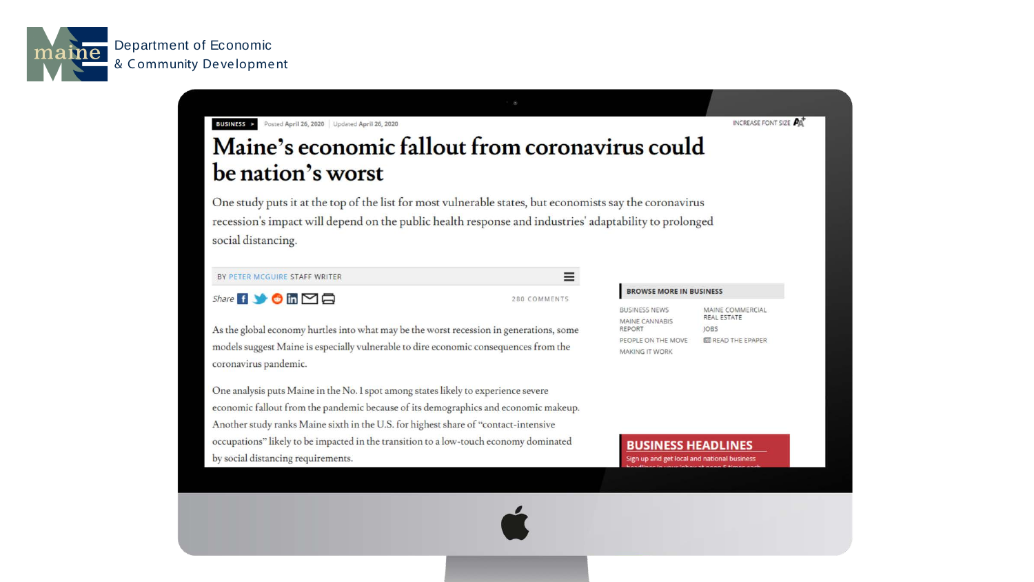Department of Economic & Community Development

BUSINESS > Posted April 26, 2020 | Updated April 26, 2020

INCREASE FONT SIZE

# Maine's economic fallout from coronavirus could be nation's worst

One study puts it at the top of the list for most vulnerable states, but economists say the coronavirus recession's impact will depend on the public health response and industries' adaptability to prolonged social distancing.

BY PETER MCGUIRE STAFF WRITER

*Share*

280 COMMENTS

As the global economy hurtles into what may be the worst recession in generations, some models suggest Maine is especially vulnerable to dire economic consequences from the coronavirus pandemic.

One analysis puts Maine in the No. 1 spot among states likely to experience severe economic fallout from the pandemic because of its demographics and economic makeup. Another study ranks Maine sixth in the U.S. for highest share of "contact-intensive occupations" likely to be impacted in the transition to a low-touch economy dominated by social distancing requirements.

**BROWSE MORE IN BUSINESS**

- BUSINESS NEWS
- MAINE CANNABIS REPORT
- PEOPLE ON THE MOVE
- MAKING IT WORK
- MAINE COMMERCIAL REAL ESTATE
- JOBS
- READ THE EPAPER

**BUSINESS HEADLINES**

Sign up and get local and national business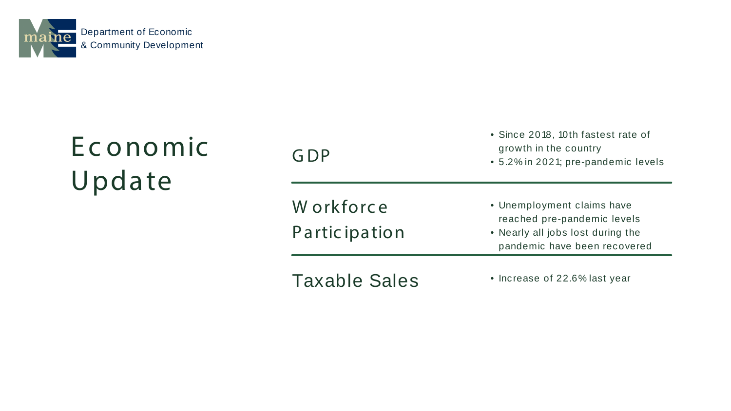# Economic Update

## GDP

- Since 2018, 10th fastest rate of growth in the country
- 5.2% in 2021; pre-pandemic levels

## Workforce Participation

- Unemployment claims have reached pre-pandemic levels
- Nearly all jobs lost during the pandemic have been recovered

## Taxable Sales

- Increase of 22.6% last year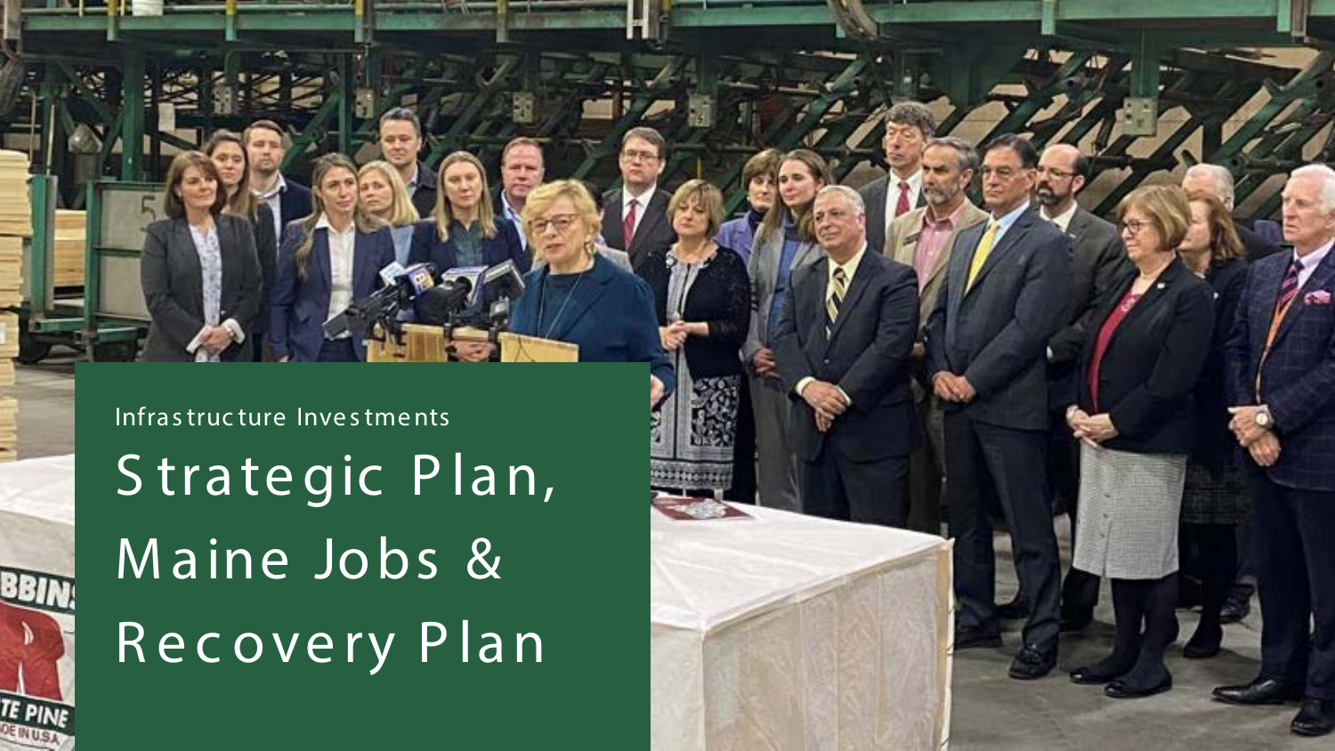Infrastructure Investments

# Strategic Plan, Maine Jobs & Recovery Plan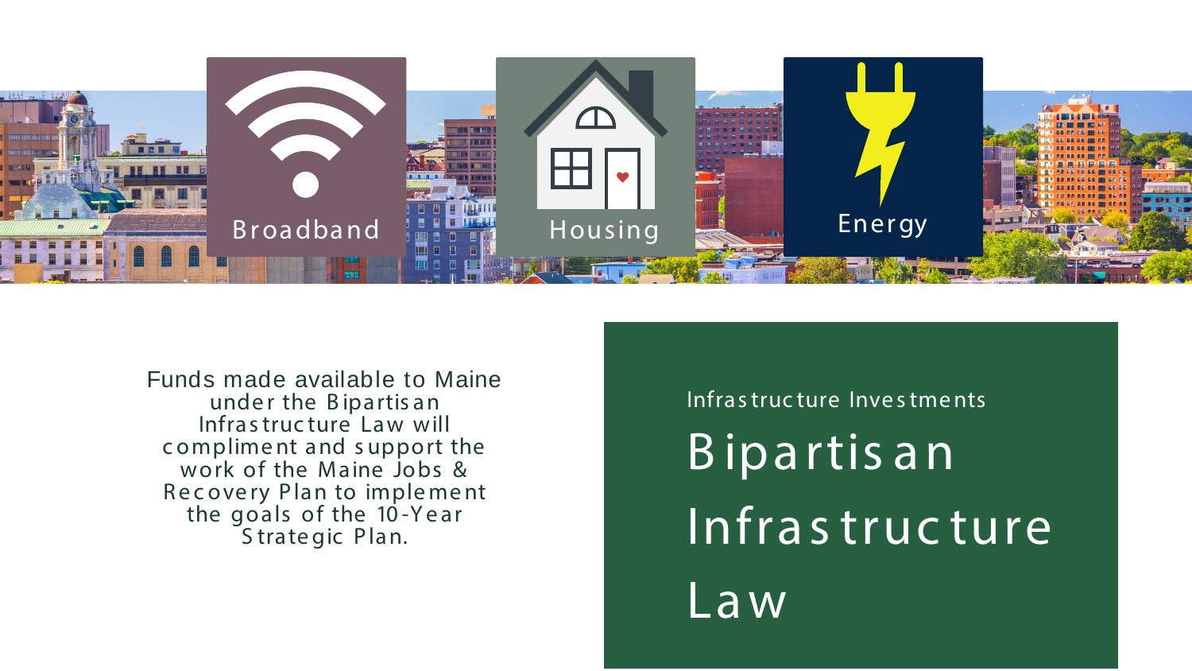Broadband

Housing

Energy

Infrastructure Investments

# Bipartisan Infrastructure Law

Funds made available to Maine under the Bipartisan Infrastructure Law will compliment and support the work of the Maine Jobs & Recovery Plan to implement the goals of the 10-Year Strategic Plan.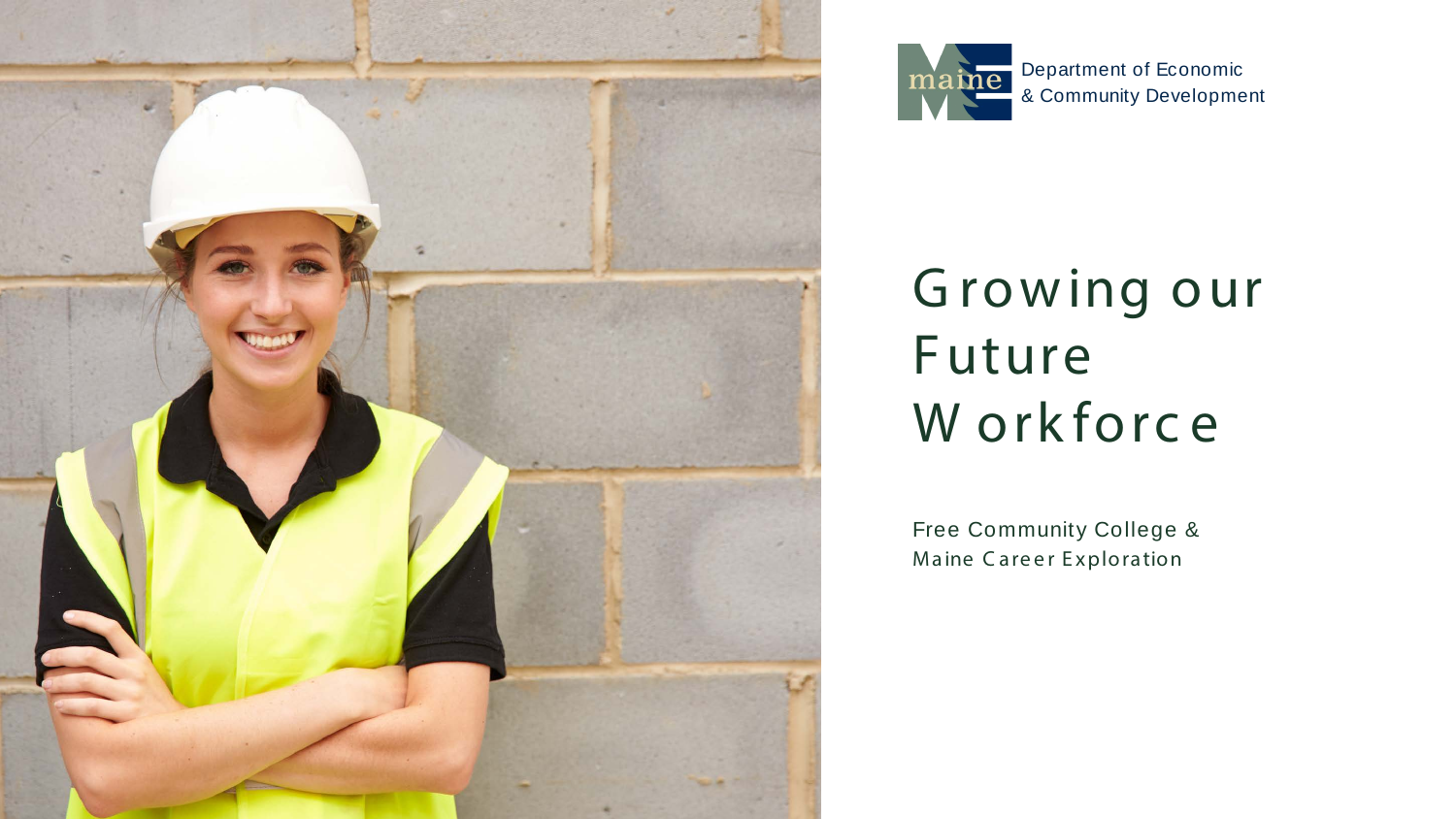Department of Economic
& Community Development

# Growing our Future Workforce

Free Community College &
Maine Career Exploration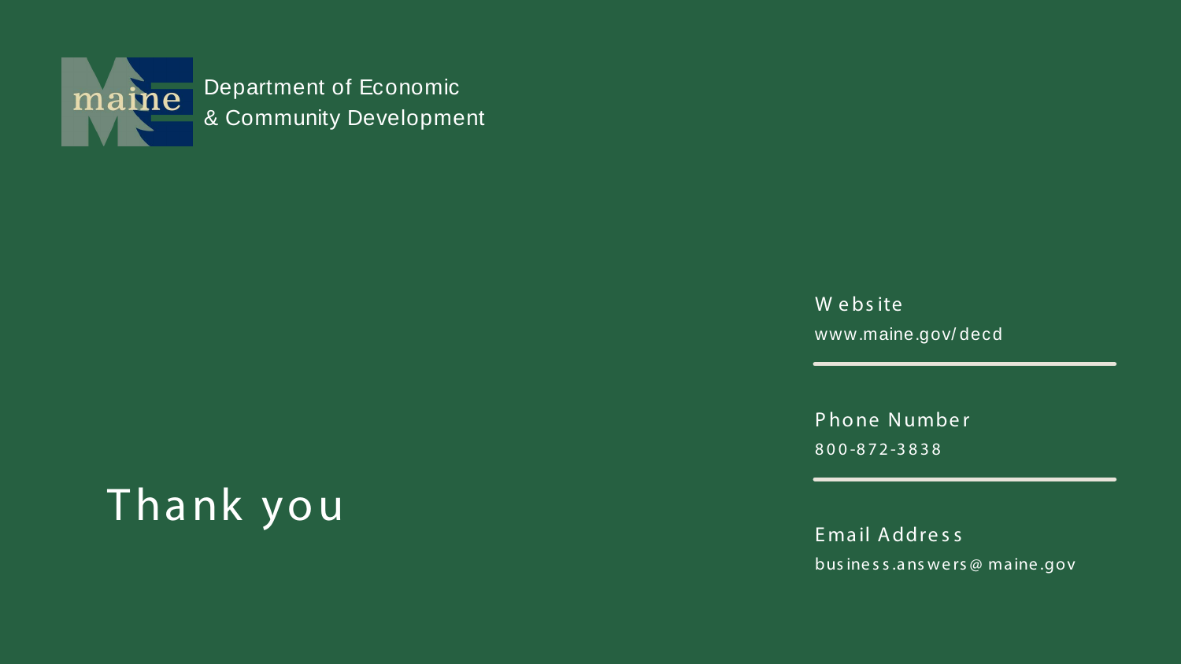maine Department of Economic & Community Development

# Thank you

**Website**
www.maine.gov/decd

**Phone Number**
800-872-3838

**Email Address**
business.answers@maine.gov